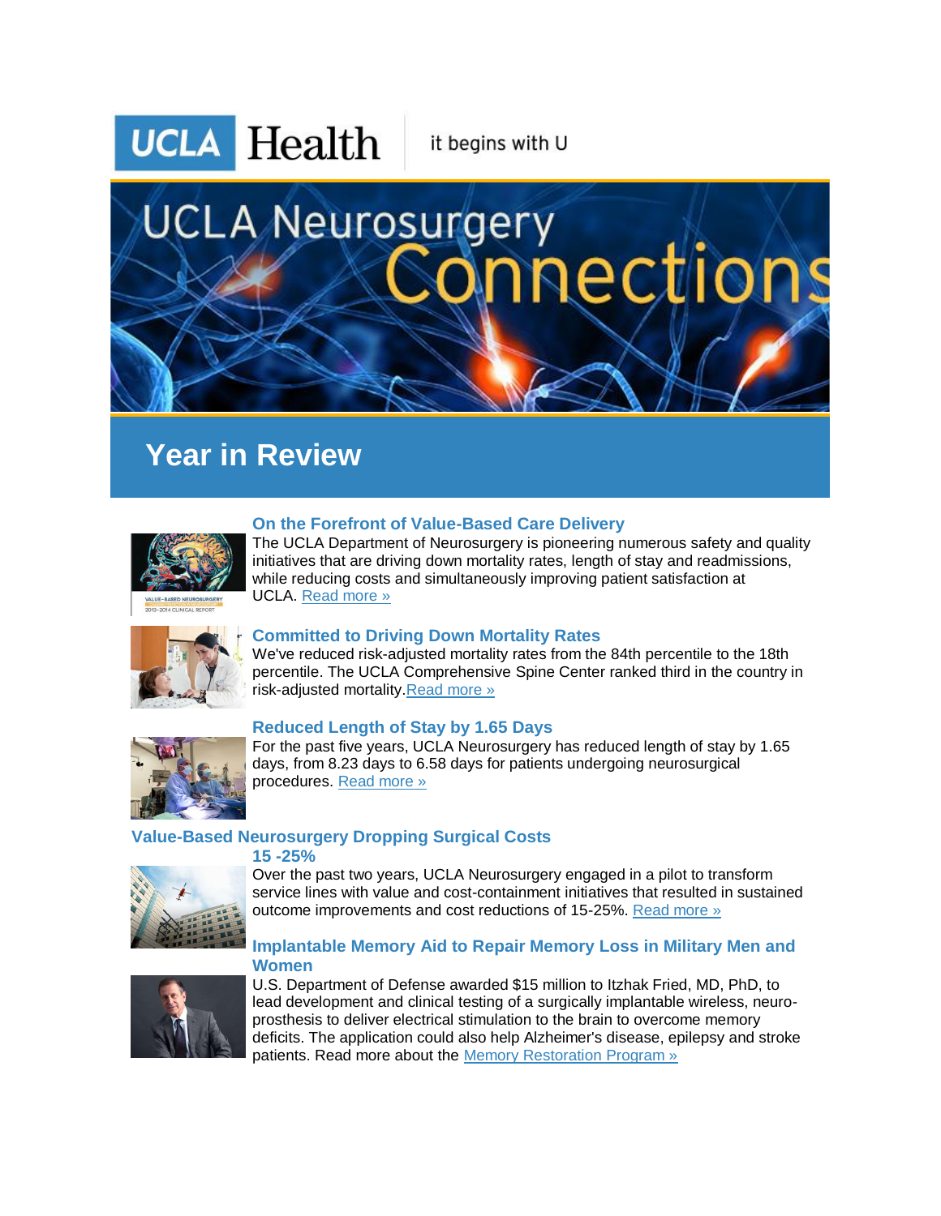UCLA Health — it begins with U

# UCLA Neurosurgery Connections

## Year in Review

### On the Forefront of Value-Based Care Delivery

The UCLA Department of Neurosurgery is pioneering numerous safety and quality initiatives that are driving down mortality rates, length of stay and readmissions, while reducing costs and simultaneously improving patient satisfaction at UCLA. Read more »

### Committed to Driving Down Mortality Rates

We've reduced risk-adjusted mortality rates from the 84th percentile to the 18th percentile. The UCLA Comprehensive Spine Center ranked third in the country in risk-adjusted mortality. Read more »

### Reduced Length of Stay by 1.65 Days

For the past five years, UCLA Neurosurgery has reduced length of stay by 1.65 days, from 8.23 days to 6.58 days for patients undergoing neurosurgical procedures. Read more »

### Value-Based Neurosurgery Dropping Surgical Costs 15 -25%

Over the past two years, UCLA Neurosurgery engaged in a pilot to transform service lines with value and cost-containment initiatives that resulted in sustained outcome improvements and cost reductions of 15-25%. Read more »

### Implantable Memory Aid to Repair Memory Loss in Military Men and Women

U.S. Department of Defense awarded $15 million to Itzhak Fried, MD, PhD, to lead development and clinical testing of a surgically implantable wireless, neuro-prosthesis to deliver electrical stimulation to the brain to overcome memory deficits. The application could also help Alzheimer's disease, epilepsy and stroke patients. Read more about the Memory Restoration Program »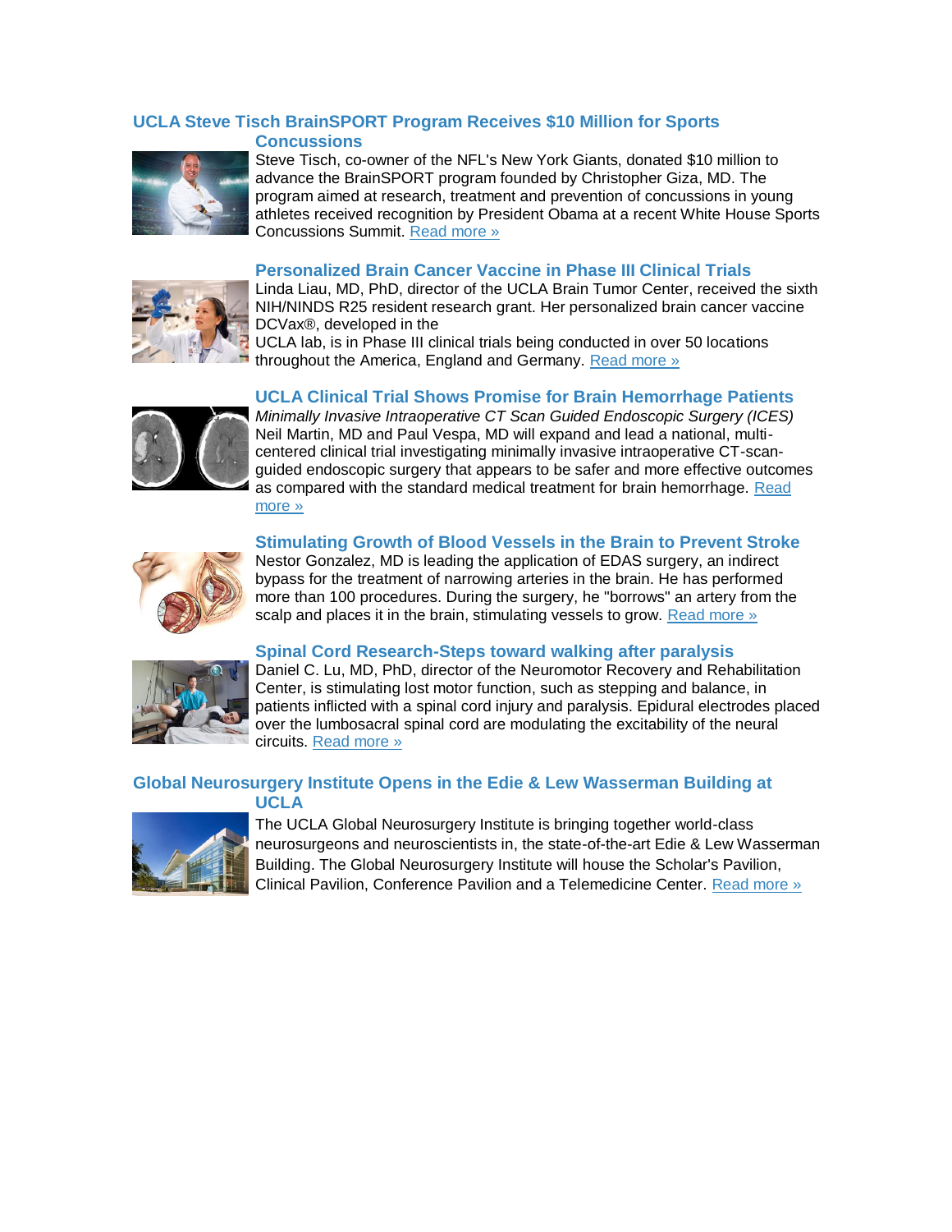## UCLA Steve Tisch BrainSPORT Program Receives $10 Million for Sports Concussions

Steve Tisch, co-owner of the NFL's New York Giants, donated $10 million to advance the BrainSPORT program founded by Christopher Giza, MD. The program aimed at research, treatment and prevention of concussions in young athletes received recognition by President Obama at a recent White House Sports Concussions Summit. Read more »

## Personalized Brain Cancer Vaccine in Phase III Clinical Trials

Linda Liau, MD, PhD, director of the UCLA Brain Tumor Center, received the sixth NIH/NINDS R25 resident research grant. Her personalized brain cancer vaccine DCVax®, developed in the UCLA lab, is in Phase III clinical trials being conducted in over 50 locations throughout the America, England and Germany. Read more »

## UCLA Clinical Trial Shows Promise for Brain Hemorrhage Patients

*Minimally Invasive Intraoperative CT Scan Guided Endoscopic Surgery (ICES)*
Neil Martin, MD and Paul Vespa, MD will expand and lead a national, multi-centered clinical trial investigating minimally invasive intraoperative CT-scan-guided endoscopic surgery that appears to be safer and more effective outcomes as compared with the standard medical treatment for brain hemorrhage. Read more »

## Stimulating Growth of Blood Vessels in the Brain to Prevent Stroke

Nestor Gonzalez, MD is leading the application of EDAS surgery, an indirect bypass for the treatment of narrowing arteries in the brain. He has performed more than 100 procedures. During the surgery, he "borrows" an artery from the scalp and places it in the brain, stimulating vessels to grow. Read more »

## Spinal Cord Research-Steps toward walking after paralysis

Daniel C. Lu, MD, PhD, director of the Neuromotor Recovery and Rehabilitation Center, is stimulating lost motor function, such as stepping and balance, in patients inflicted with a spinal cord injury and paralysis. Epidural electrodes placed over the lumbosacral spinal cord are modulating the excitability of the neural circuits. Read more »

## Global Neurosurgery Institute Opens in the Edie & Lew Wasserman Building at UCLA

The UCLA Global Neurosurgery Institute is bringing together world-class neurosurgeons and neuroscientists in, the state-of-the-art Edie & Lew Wasserman Building. The Global Neurosurgery Institute will house the Scholar's Pavilion, Clinical Pavilion, Conference Pavilion and a Telemedicine Center. Read more »